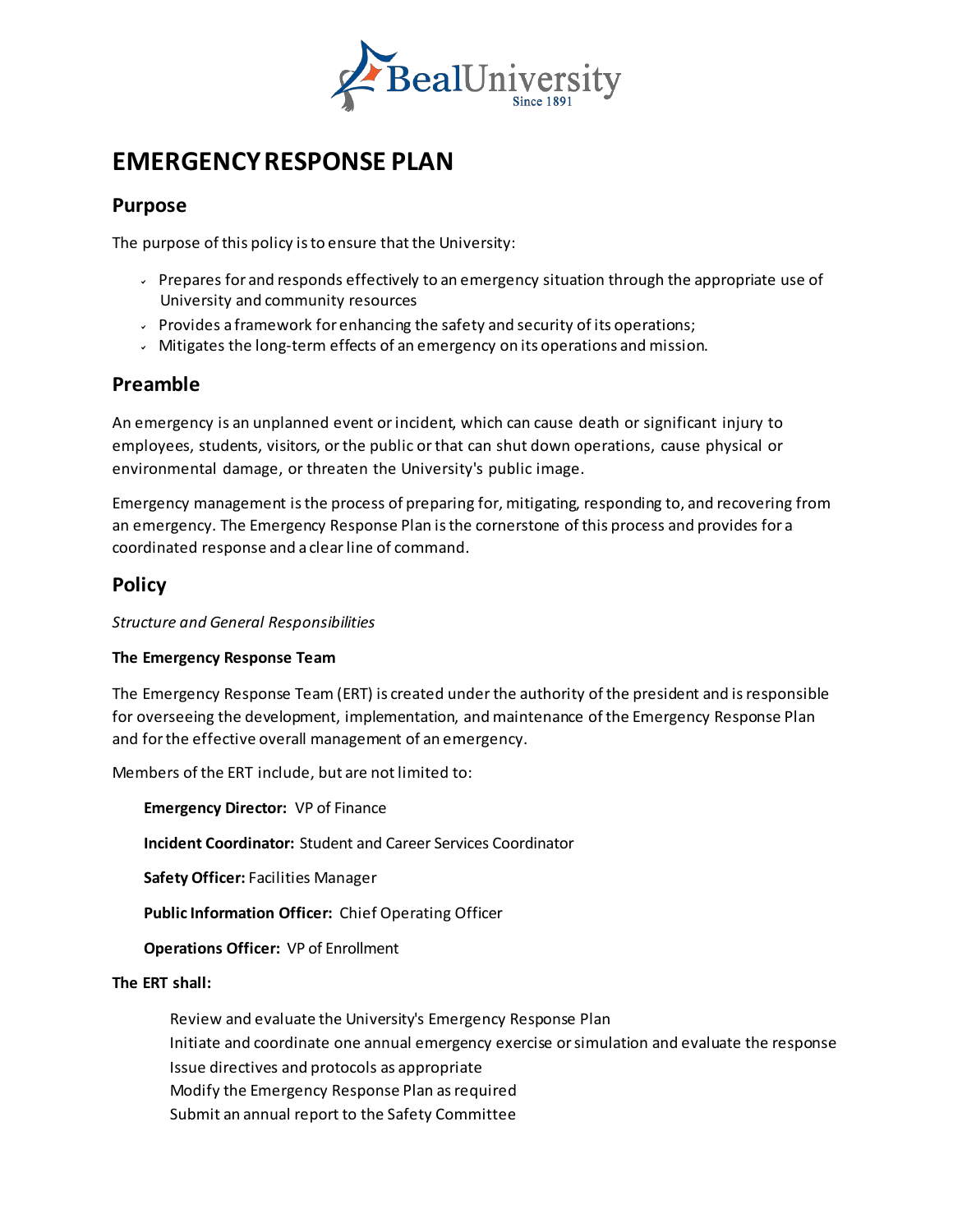# EMERGENCY RESPONSE PLAN

## Purpose

The purpose of this policy is to ensure that the University:

- Prepares for and responds effectively to an emergency situation through the appropriate use of University and community resources
- Provides a framework for enhancing the safety and security of its operations;
- Mitigates the long-term effects of an emergency on its operations and mission.

## Preamble

An emergency is an unplanned event or incident, which can cause death or significant injury to employees, students, visitors, or the public or that can shut down operations, cause physical or environmental damage, or threaten the University's public image.

Emergency management is the process of preparing for, mitigating, responding to, and recovering from an emergency. The Emergency Response Plan is the cornerstone of this process and provides for a coordinated response and a clear line of command.

## Policy

*Structure and General Responsibilities*

**The Emergency Response Team**

The Emergency Response Team (ERT) is created under the authority of the president and is responsible for overseeing the development, implementation, and maintenance of the Emergency Response Plan and for the effective overall management of an emergency.

Members of the ERT include, but are not limited to:

**Emergency Director:** VP of Finance

**Incident Coordinator:** Student and Career Services Coordinator

**Safety Officer:** Facilities Manager

**Public Information Officer:** Chief Operating Officer

**Operations Officer:** VP of Enrollment

**The ERT shall:**

Review and evaluate the University's Emergency Response Plan
Initiate and coordinate one annual emergency exercise or simulation and evaluate the response
Issue directives and protocols as appropriate
Modify the Emergency Response Plan as required
Submit an annual report to the Safety Committee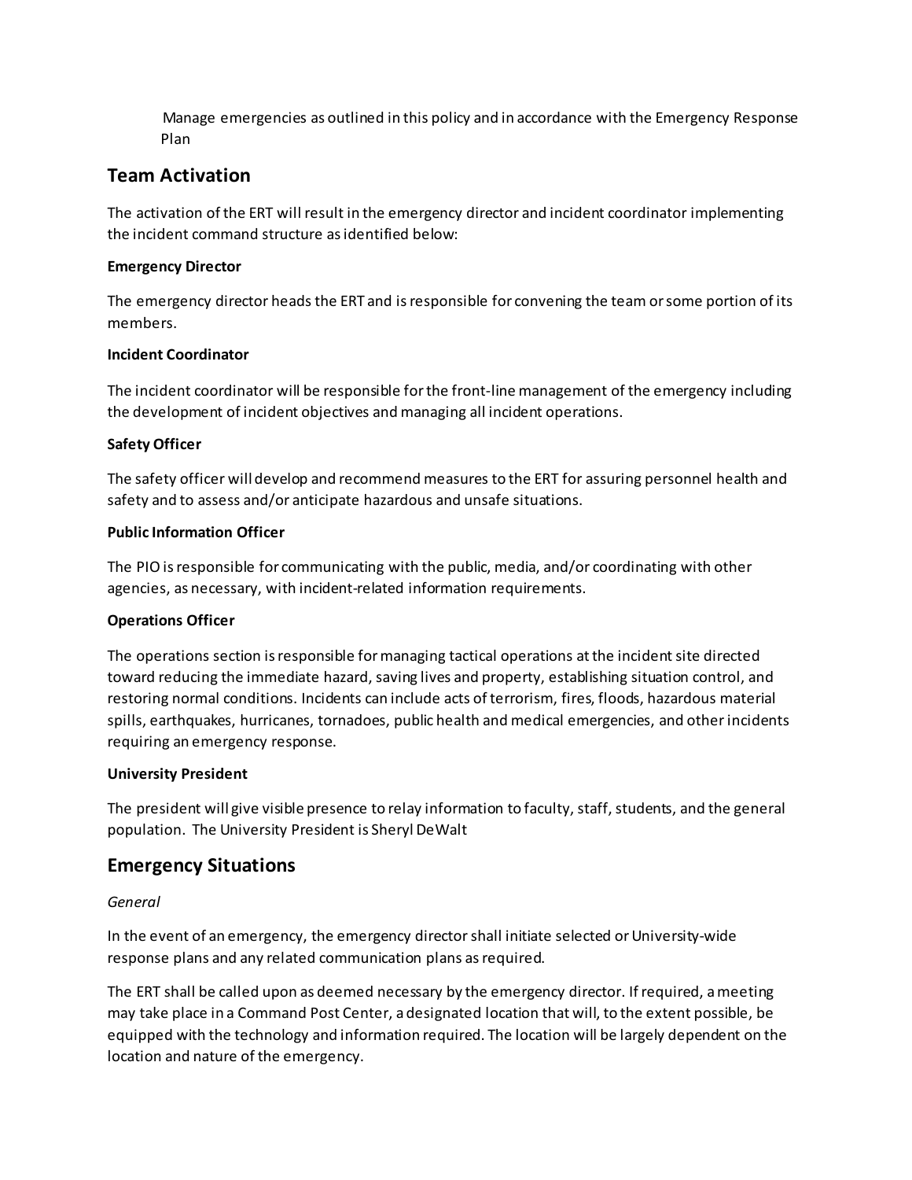Manage emergencies as outlined in this policy and in accordance with the Emergency Response Plan

## Team Activation

The activation of the ERT will result in the emergency director and incident coordinator implementing the incident command structure as identified below:

**Emergency Director**

The emergency director heads the ERT and is responsible for convening the team or some portion of its members.

**Incident Coordinator**

The incident coordinator will be responsible for the front-line management of the emergency including the development of incident objectives and managing all incident operations.

**Safety Officer**

The safety officer will develop and recommend measures to the ERT for assuring personnel health and safety and to assess and/or anticipate hazardous and unsafe situations.

**Public Information Officer**

The PIO is responsible for communicating with the public, media, and/or coordinating with other agencies, as necessary, with incident-related information requirements.

**Operations Officer**

The operations section is responsible for managing tactical operations at the incident site directed toward reducing the immediate hazard, saving lives and property, establishing situation control, and restoring normal conditions. Incidents can include acts of terrorism, fires, floods, hazardous material spills, earthquakes, hurricanes, tornadoes, public health and medical emergencies, and other incidents requiring an emergency response.

**University President**

The president will give visible presence to relay information to faculty, staff, students, and the general population. The University President is Sheryl DeWalt

## Emergency Situations

*General*

In the event of an emergency, the emergency director shall initiate selected or University-wide response plans and any related communication plans as required.

The ERT shall be called upon as deemed necessary by the emergency director. If required, a meeting may take place in a Command Post Center, a designated location that will, to the extent possible, be equipped with the technology and information required. The location will be largely dependent on the location and nature of the emergency.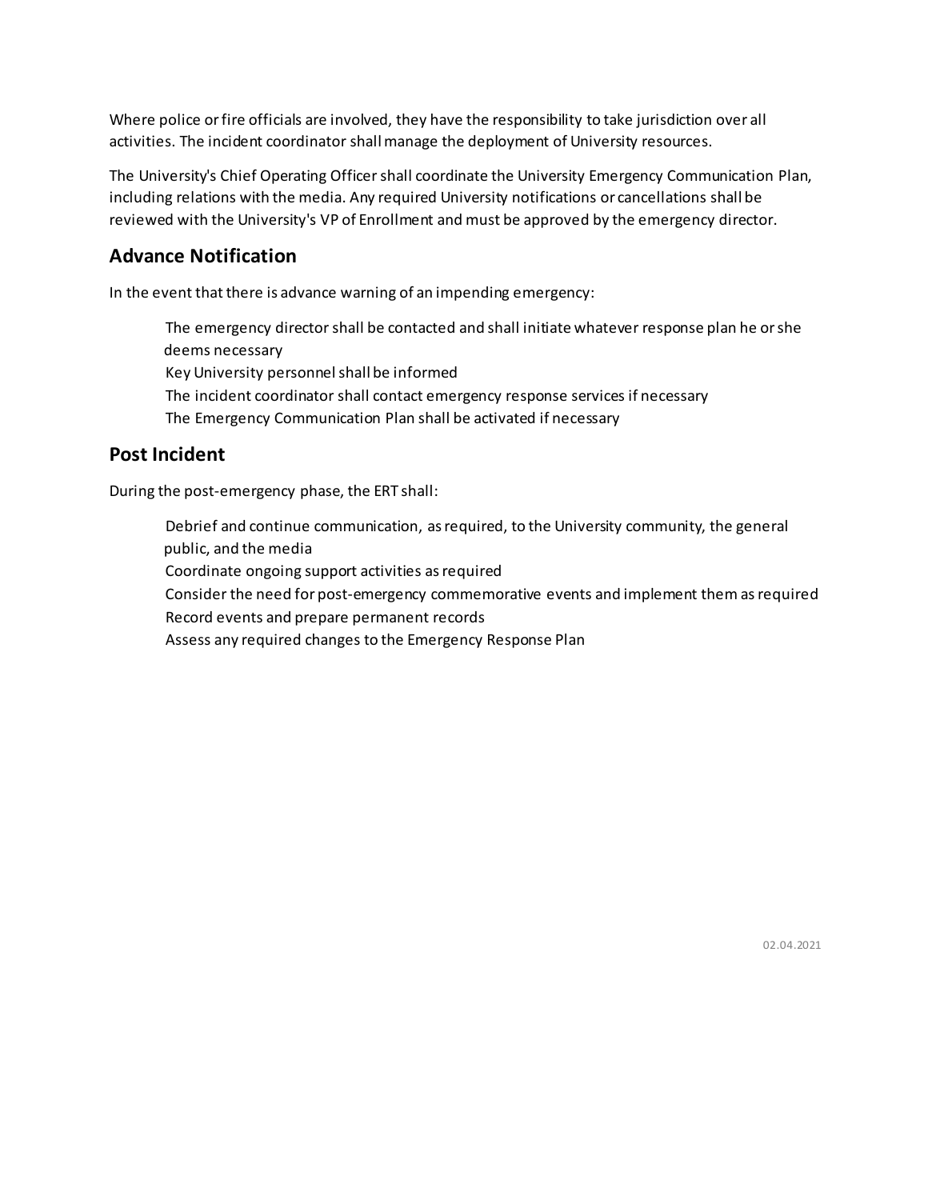Where police or fire officials are involved, they have the responsibility to take jurisdiction over all activities. The incident coordinator shall manage the deployment of University resources.

The University's Chief Operating Officer shall coordinate the University Emergency Communication Plan, including relations with the media. Any required University notifications or cancellations shall be reviewed with the University's VP of Enrollment and must be approved by the emergency director.

## Advance Notification

In the event that there is advance warning of an impending emergency:

- The emergency director shall be contacted and shall initiate whatever response plan he or she deems necessary
- Key University personnel shall be informed
- The incident coordinator shall contact emergency response services if necessary
- The Emergency Communication Plan shall be activated if necessary

## Post Incident

During the post-emergency phase, the ERT shall:

- Debrief and continue communication, as required, to the University community, the general public, and the media
- Coordinate ongoing support activities as required
- Consider the need for post-emergency commemorative events and implement them as required
- Record events and prepare permanent records
- Assess any required changes to the Emergency Response Plan

02.04.2021